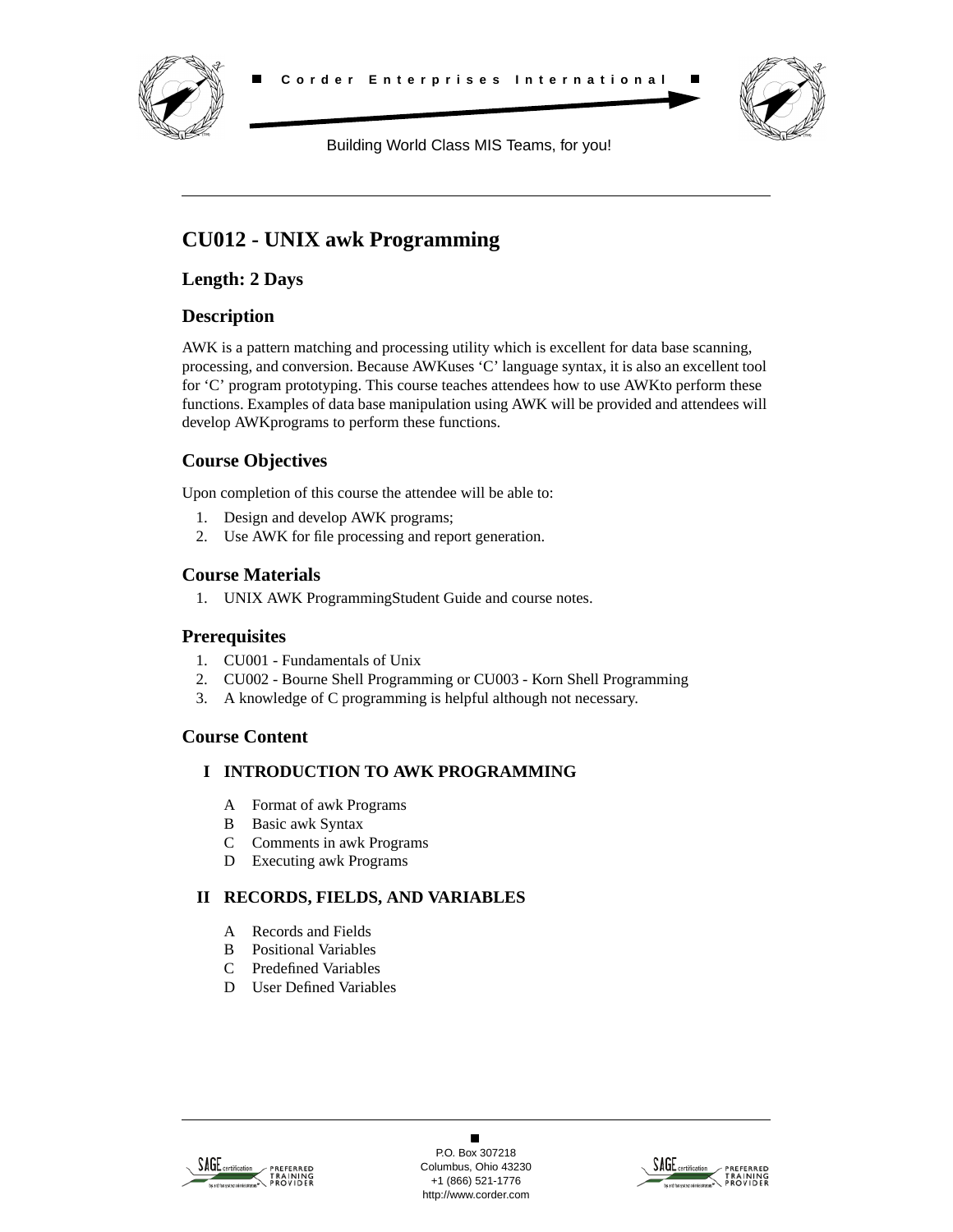Corder Enterprises International

Building World Class MIS Teams, for you!

# CU012 - UNIX awk Programming

## Length: 2 Days

## Description

AWK is a pattern matching and processing utility which is excellent for data base scanning, processing, and conversion. Because AWKuses ‘C’ language syntax, it is also an excellent tool for ‘C’ program prototyping. This course teaches attendees how to use AWKto perform these functions. Examples of data base manipulation using AWK will be provided and attendees will develop AWKprograms to perform these functions.

## Course Objectives

Upon completion of this course the attendee will be able to:

1. Design and develop AWK programs;
2. Use AWK for file processing and report generation.

## Course Materials

1. UNIX AWK ProgrammingStudent Guide and course notes.

## Prerequisites

1. CU001 - Fundamentals of Unix
2. CU002 - Bourne Shell Programming or CU003 - Korn Shell Programming
3. A knowledge of C programming is helpful although not necessary.

## Course Content

### I INTRODUCTION TO AWK PROGRAMMING

- A Format of awk Programs
- B Basic awk Syntax
- C Comments in awk Programs
- D Executing awk Programs

### II RECORDS, FIELDS, AND VARIABLES

- A Records and Fields
- B Positional Variables
- C Predefined Variables
- D User Defined Variables

P.O. Box 307218
Columbus, Ohio 43230
+1 (866) 521-1776
http://www.corder.com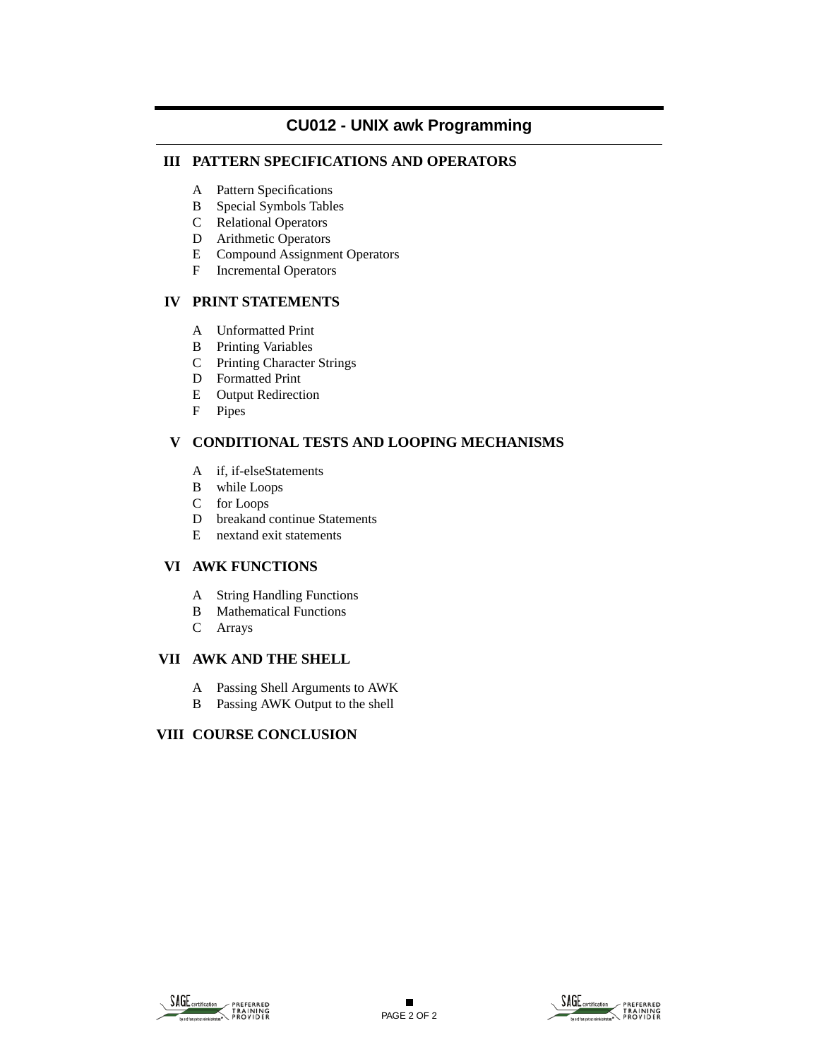## CU012 - UNIX awk Programming

### III PATTERN SPECIFICATIONS AND OPERATORS

- A Pattern Specifications
- B Special Symbols Tables
- C Relational Operators
- D Arithmetic Operators
- E Compound Assignment Operators
- F Incremental Operators

### IV PRINT STATEMENTS

- A Unformatted Print
- B Printing Variables
- C Printing Character Strings
- D Formatted Print
- E Output Redirection
- F Pipes

### V CONDITIONAL TESTS AND LOOPING MECHANISMS

- A if, if-elseStatements
- B while Loops
- C for Loops
- D breakand continue Statements
- E nextand exit statements

### VI AWK FUNCTIONS

- A String Handling Functions
- B Mathematical Functions
- C Arrays

### VII AWK AND THE SHELL

- A Passing Shell Arguments to AWK
- B Passing AWK Output to the shell

### VIII COURSE CONCLUSION